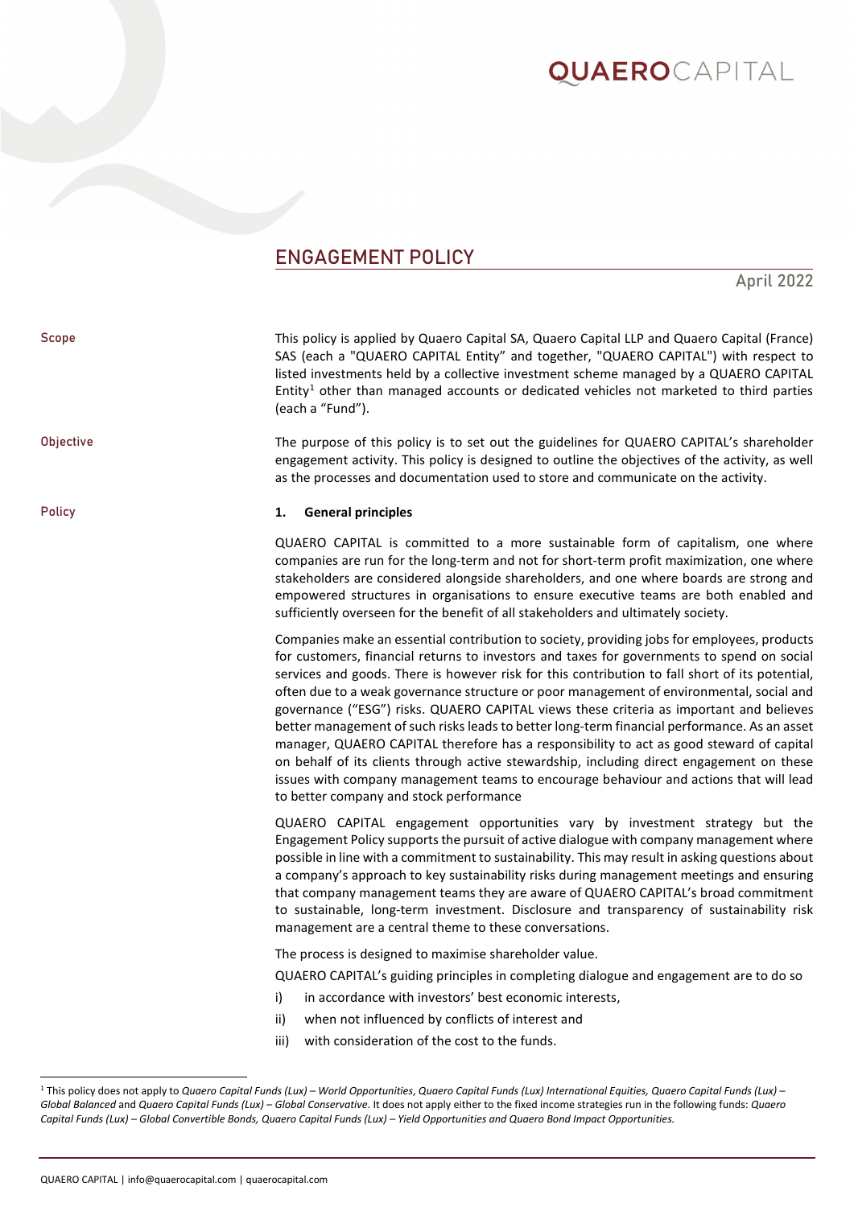# ENGAGEMENT POLICY

April 2022

**Scope**

This policy is applied by Quaero Capital SA, Quaero Capital LLP and Quaero Capital (France) SAS (each a "QUAERO CAPITAL Entity" and together, "QUAERO CAPITAL") with respect to listed investments held by a collective investment scheme managed by a QUAERO CAPITAL Entity[1] other than managed accounts or dedicated vehicles not marketed to third parties (each a "Fund").

**Objective**

The purpose of this policy is to set out the guidelines for QUAERO CAPITAL's shareholder engagement activity. This policy is designed to outline the objectives of the activity, as well as the processes and documentation used to store and communicate on the activity.

**Policy**

**1. General principles**

QUAERO CAPITAL is committed to a more sustainable form of capitalism, one where companies are run for the long-term and not for short-term profit maximization, one where stakeholders are considered alongside shareholders, and one where boards are strong and empowered structures in organisations to ensure executive teams are both enabled and sufficiently overseen for the benefit of all stakeholders and ultimately society.

Companies make an essential contribution to society, providing jobs for employees, products for customers, financial returns to investors and taxes for governments to spend on social services and goods. There is however risk for this contribution to fall short of its potential, often due to a weak governance structure or poor management of environmental, social and governance ("ESG") risks. QUAERO CAPITAL views these criteria as important and believes better management of such risks leads to better long-term financial performance. As an asset manager, QUAERO CAPITAL therefore has a responsibility to act as good steward of capital on behalf of its clients through active stewardship, including direct engagement on these issues with company management teams to encourage behaviour and actions that will lead to better company and stock performance

QUAERO CAPITAL engagement opportunities vary by investment strategy but the Engagement Policy supports the pursuit of active dialogue with company management where possible in line with a commitment to sustainability. This may result in asking questions about a company's approach to key sustainability risks during management meetings and ensuring that company management teams they are aware of QUAERO CAPITAL's broad commitment to sustainable, long-term investment. Disclosure and transparency of sustainability risk management are a central theme to these conversations.

The process is designed to maximise shareholder value.

QUAERO CAPITAL's guiding principles in completing dialogue and engagement are to do so

i) in accordance with investors' best economic interests,
ii) when not influenced by conflicts of interest and
iii) with consideration of the cost to the funds.

[1] This policy does not apply to *Quaero Capital Funds (Lux) – World Opportunities*, *Quaero Capital Funds (Lux) International Equities*, *Quaero Capital Funds (Lux) – Global Balanced* and *Quaero Capital Funds (Lux) – Global Conservative*. It does not apply either to the fixed income strategies run in the following funds: *Quaero Capital Funds (Lux) – Global Convertible Bonds, Quaero Capital Funds (Lux) – Yield Opportunities and Quaero Bond Impact Opportunities.*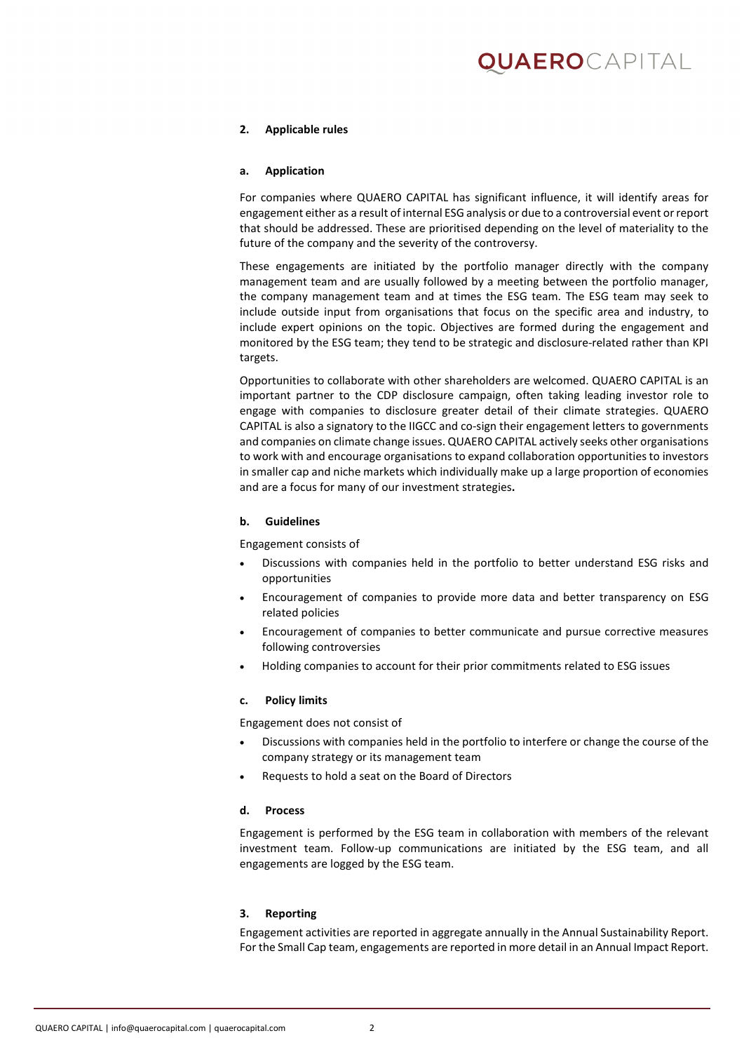## 2. Applicable rules

### a. Application

For companies where QUAERO CAPITAL has significant influence, it will identify areas for engagement either as a result of internal ESG analysis or due to a controversial event or report that should be addressed. These are prioritised depending on the level of materiality to the future of the company and the severity of the controversy.

These engagements are initiated by the portfolio manager directly with the company management team and are usually followed by a meeting between the portfolio manager, the company management team and at times the ESG team. The ESG team may seek to include outside input from organisations that focus on the specific area and industry, to include expert opinions on the topic. Objectives are formed during the engagement and monitored by the ESG team; they tend to be strategic and disclosure-related rather than KPI targets.

Opportunities to collaborate with other shareholders are welcomed. QUAERO CAPITAL is an important partner to the CDP disclosure campaign, often taking leading investor role to engage with companies to disclosure greater detail of their climate strategies. QUAERO CAPITAL is also a signatory to the IIGCC and co-sign their engagement letters to governments and companies on climate change issues. QUAERO CAPITAL actively seeks other organisations to work with and encourage organisations to expand collaboration opportunities to investors in smaller cap and niche markets which individually make up a large proportion of economies and are a focus for many of our investment strategies.

### b. Guidelines

Engagement consists of

- Discussions with companies held in the portfolio to better understand ESG risks and opportunities
- Encouragement of companies to provide more data and better transparency on ESG related policies
- Encouragement of companies to better communicate and pursue corrective measures following controversies
- Holding companies to account for their prior commitments related to ESG issues

### c. Policy limits

Engagement does not consist of

- Discussions with companies held in the portfolio to interfere or change the course of the company strategy or its management team
- Requests to hold a seat on the Board of Directors

### d. Process

Engagement is performed by the ESG team in collaboration with members of the relevant investment team. Follow-up communications are initiated by the ESG team, and all engagements are logged by the ESG team.

## 3. Reporting

Engagement activities are reported in aggregate annually in the Annual Sustainability Report. For the Small Cap team, engagements are reported in more detail in an Annual Impact Report.